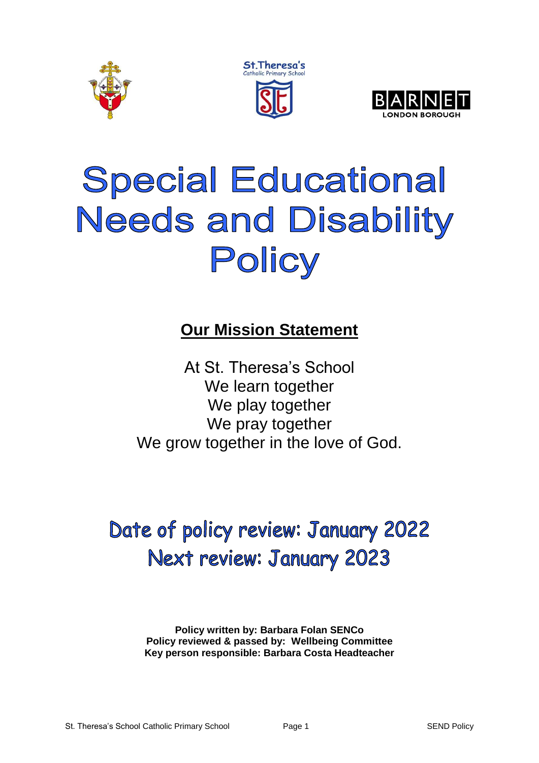# Special Educational Needs and Disability Policy

## Our Mission Statement

At St. Theresa's School
We learn together
We play together
We pray together
We grow together in the love of God.

## Date of policy review: January 2022
## Next review: January 2023

**Policy written by: Barbara Folan SENCo**
**Policy reviewed & passed by: Wellbeing Committee**
**Key person responsible: Barbara Costa Headteacher**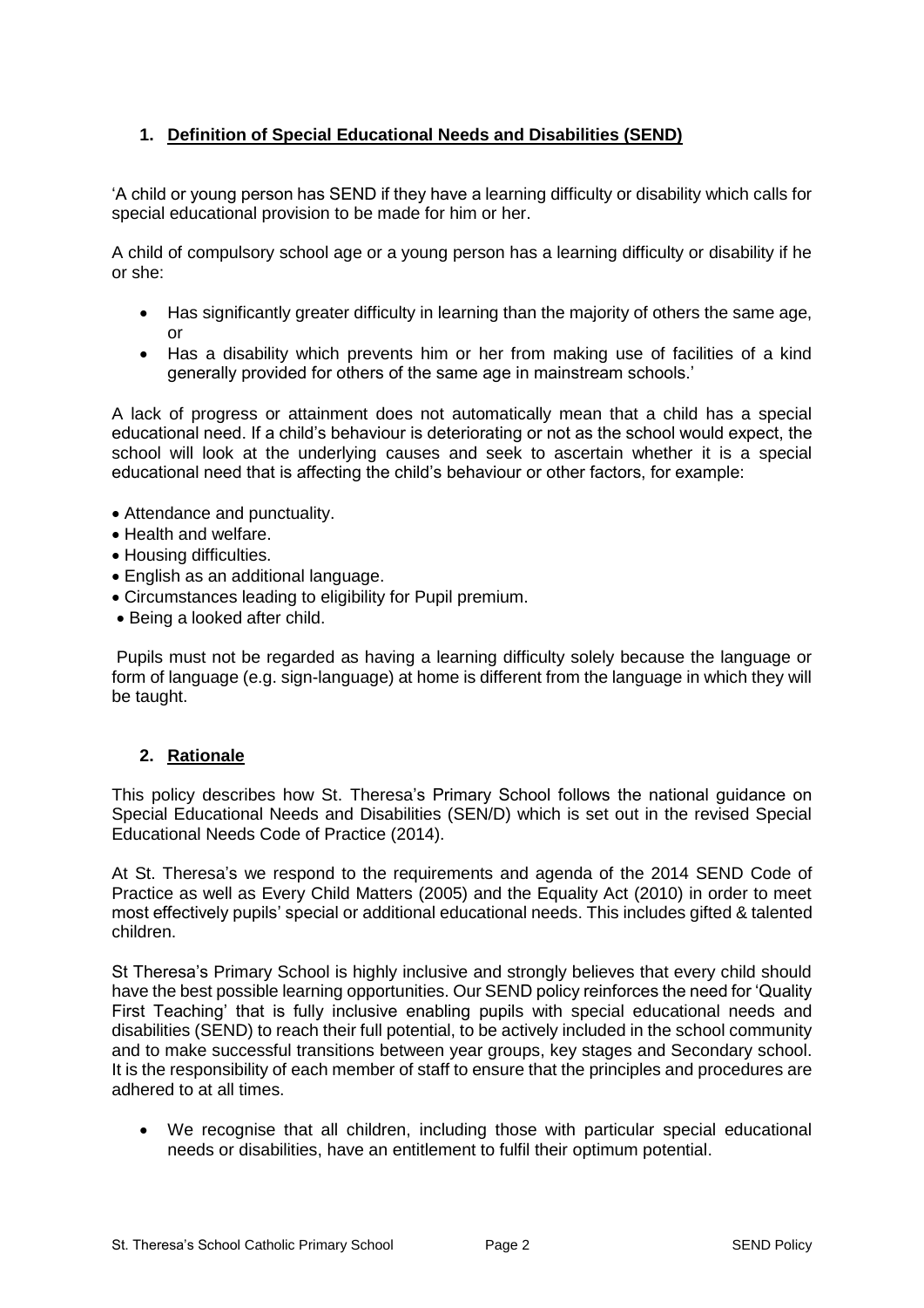## 1. Definition of Special Educational Needs and Disabilities (SEND)

'A child or young person has SEND if they have a learning difficulty or disability which calls for special educational provision to be made for him or her.

A child of compulsory school age or a young person has a learning difficulty or disability if he or she:

- Has significantly greater difficulty in learning than the majority of others the same age, or
- Has a disability which prevents him or her from making use of facilities of a kind generally provided for others of the same age in mainstream schools.'

A lack of progress or attainment does not automatically mean that a child has a special educational need. If a child's behaviour is deteriorating or not as the school would expect, the school will look at the underlying causes and seek to ascertain whether it is a special educational need that is affecting the child's behaviour or other factors, for example:

- Attendance and punctuality.
- Health and welfare.
- Housing difficulties.
- English as an additional language.
- Circumstances leading to eligibility for Pupil premium.
- Being a looked after child.

Pupils must not be regarded as having a learning difficulty solely because the language or form of language (e.g. sign-language) at home is different from the language in which they will be taught.

## 2. Rationale

This policy describes how St. Theresa's Primary School follows the national guidance on Special Educational Needs and Disabilities (SEN/D) which is set out in the revised Special Educational Needs Code of Practice (2014).

At St. Theresa's we respond to the requirements and agenda of the 2014 SEND Code of Practice as well as Every Child Matters (2005) and the Equality Act (2010) in order to meet most effectively pupils' special or additional educational needs. This includes gifted & talented children.

St Theresa's Primary School is highly inclusive and strongly believes that every child should have the best possible learning opportunities. Our SEND policy reinforces the need for 'Quality First Teaching' that is fully inclusive enabling pupils with special educational needs and disabilities (SEND) to reach their full potential, to be actively included in the school community and to make successful transitions between year groups, key stages and Secondary school. It is the responsibility of each member of staff to ensure that the principles and procedures are adhered to at all times.

- We recognise that all children, including those with particular special educational needs or disabilities, have an entitlement to fulfil their optimum potential.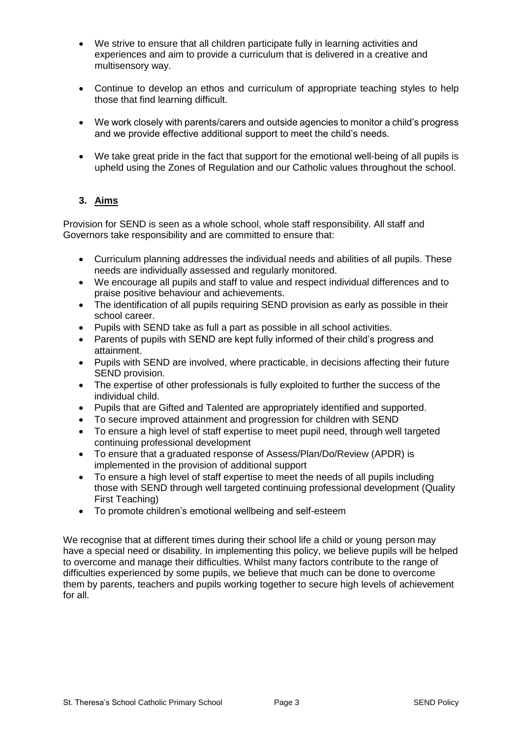- We strive to ensure that all children participate fully in learning activities and experiences and aim to provide a curriculum that is delivered in a creative and multisensory way.

- Continue to develop an ethos and curriculum of appropriate teaching styles to help those that find learning difficult.

- We work closely with parents/carers and outside agencies to monitor a child's progress and we provide effective additional support to meet the child's needs.

- We take great pride in the fact that support for the emotional well-being of all pupils is upheld using the Zones of Regulation and our Catholic values throughout the school.

## 3. Aims

Provision for SEND is seen as a whole school, whole staff responsibility. All staff and Governors take responsibility and are committed to ensure that:

- Curriculum planning addresses the individual needs and abilities of all pupils. These needs are individually assessed and regularly monitored.
- We encourage all pupils and staff to value and respect individual differences and to praise positive behaviour and achievements.
- The identification of all pupils requiring SEND provision as early as possible in their school career.
- Pupils with SEND take as full a part as possible in all school activities.
- Parents of pupils with SEND are kept fully informed of their child's progress and attainment.
- Pupils with SEND are involved, where practicable, in decisions affecting their future SEND provision.
- The expertise of other professionals is fully exploited to further the success of the individual child.
- Pupils that are Gifted and Talented are appropriately identified and supported.
- To secure improved attainment and progression for children with SEND
- To ensure a high level of staff expertise to meet pupil need, through well targeted continuing professional development
- To ensure that a graduated response of Assess/Plan/Do/Review (APDR) is implemented in the provision of additional support
- To ensure a high level of staff expertise to meet the needs of all pupils including those with SEND through well targeted continuing professional development (Quality First Teaching)
- To promote children's emotional wellbeing and self-esteem

We recognise that at different times during their school life a child or young person may have a special need or disability. In implementing this policy, we believe pupils will be helped to overcome and manage their difficulties. Whilst many factors contribute to the range of difficulties experienced by some pupils, we believe that much can be done to overcome them by parents, teachers and pupils working together to secure high levels of achievement for all.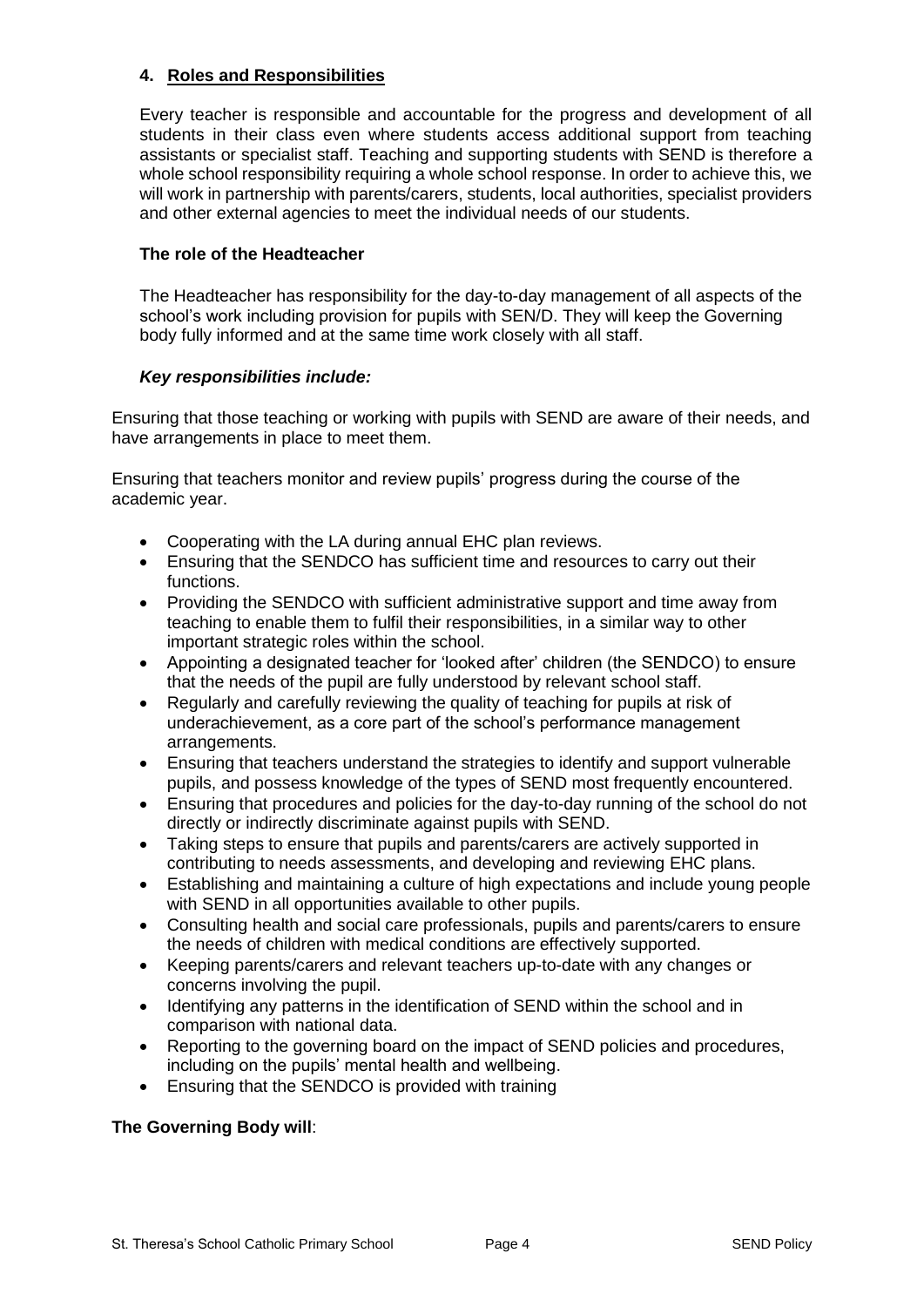## 4. Roles and Responsibilities

Every teacher is responsible and accountable for the progress and development of all students in their class even where students access additional support from teaching assistants or specialist staff. Teaching and supporting students with SEND is therefore a whole school responsibility requiring a whole school response. In order to achieve this, we will work in partnership with parents/carers, students, local authorities, specialist providers and other external agencies to meet the individual needs of our students.

### The role of the Headteacher

The Headteacher has responsibility for the day-to-day management of all aspects of the school's work including provision for pupils with SEN/D. They will keep the Governing body fully informed and at the same time work closely with all staff.

***Key responsibilities include:***

Ensuring that those teaching or working with pupils with SEND are aware of their needs, and have arrangements in place to meet them.

Ensuring that teachers monitor and review pupils' progress during the course of the academic year.

- Cooperating with the LA during annual EHC plan reviews.
- Ensuring that the SENDCO has sufficient time and resources to carry out their functions.
- Providing the SENDCO with sufficient administrative support and time away from teaching to enable them to fulfil their responsibilities, in a similar way to other important strategic roles within the school.
- Appointing a designated teacher for 'looked after' children (the SENDCO) to ensure that the needs of the pupil are fully understood by relevant school staff.
- Regularly and carefully reviewing the quality of teaching for pupils at risk of underachievement, as a core part of the school's performance management arrangements.
- Ensuring that teachers understand the strategies to identify and support vulnerable pupils, and possess knowledge of the types of SEND most frequently encountered.
- Ensuring that procedures and policies for the day-to-day running of the school do not directly or indirectly discriminate against pupils with SEND.
- Taking steps to ensure that pupils and parents/carers are actively supported in contributing to needs assessments, and developing and reviewing EHC plans.
- Establishing and maintaining a culture of high expectations and include young people with SEND in all opportunities available to other pupils.
- Consulting health and social care professionals, pupils and parents/carers to ensure the needs of children with medical conditions are effectively supported.
- Keeping parents/carers and relevant teachers up-to-date with any changes or concerns involving the pupil.
- Identifying any patterns in the identification of SEND within the school and in comparison with national data.
- Reporting to the governing board on the impact of SEND policies and procedures, including on the pupils' mental health and wellbeing.
- Ensuring that the SENDCO is provided with training

**The Governing Body will**: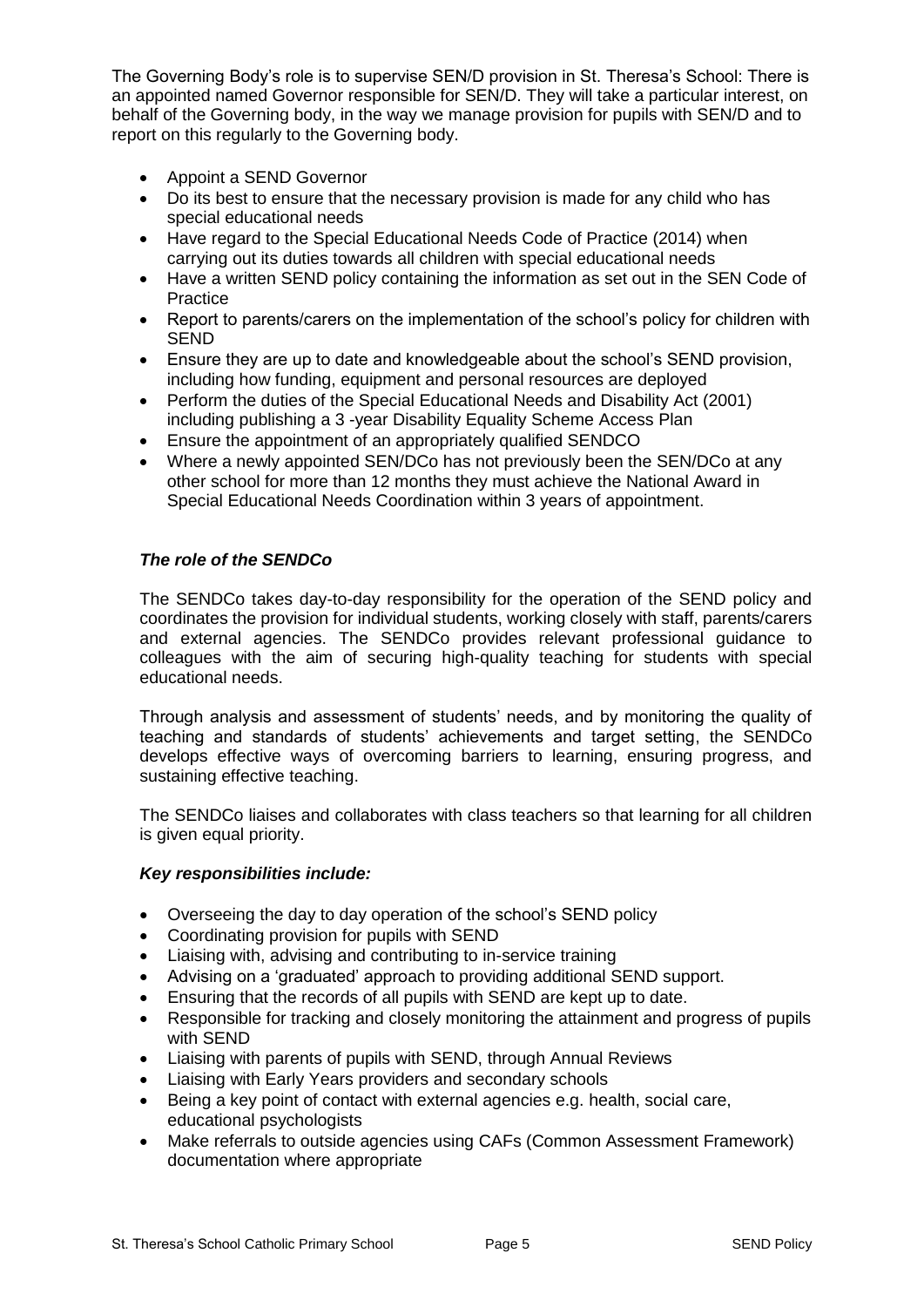The Governing Body's role is to supervise SEN/D provision in St. Theresa's School: There is an appointed named Governor responsible for SEN/D. They will take a particular interest, on behalf of the Governing body, in the way we manage provision for pupils with SEN/D and to report on this regularly to the Governing body.

- Appoint a SEND Governor
- Do its best to ensure that the necessary provision is made for any child who has special educational needs
- Have regard to the Special Educational Needs Code of Practice (2014) when carrying out its duties towards all children with special educational needs
- Have a written SEND policy containing the information as set out in the SEN Code of Practice
- Report to parents/carers on the implementation of the school's policy for children with SEND
- Ensure they are up to date and knowledgeable about the school's SEND provision, including how funding, equipment and personal resources are deployed
- Perform the duties of the Special Educational Needs and Disability Act (2001) including publishing a 3 -year Disability Equality Scheme Access Plan
- Ensure the appointment of an appropriately qualified SENDCO
- Where a newly appointed SEN/DCo has not previously been the SEN/DCo at any other school for more than 12 months they must achieve the National Award in Special Educational Needs Coordination within 3 years of appointment.

***The role of the SENDCo***

The SENDCo takes day-to-day responsibility for the operation of the SEND policy and coordinates the provision for individual students, working closely with staff, parents/carers and external agencies. The SENDCo provides relevant professional guidance to colleagues with the aim of securing high-quality teaching for students with special educational needs.

Through analysis and assessment of students' needs, and by monitoring the quality of teaching and standards of students' achievements and target setting, the SENDCo develops effective ways of overcoming barriers to learning, ensuring progress, and sustaining effective teaching.

The SENDCo liaises and collaborates with class teachers so that learning for all children is given equal priority.

***Key responsibilities include:***

- Overseeing the day to day operation of the school's SEND policy
- Coordinating provision for pupils with SEND
- Liaising with, advising and contributing to in-service training
- Advising on a 'graduated' approach to providing additional SEND support.
- Ensuring that the records of all pupils with SEND are kept up to date.
- Responsible for tracking and closely monitoring the attainment and progress of pupils with SEND
- Liaising with parents of pupils with SEND, through Annual Reviews
- Liaising with Early Years providers and secondary schools
- Being a key point of contact with external agencies e.g. health, social care, educational psychologists
- Make referrals to outside agencies using CAFs (Common Assessment Framework) documentation where appropriate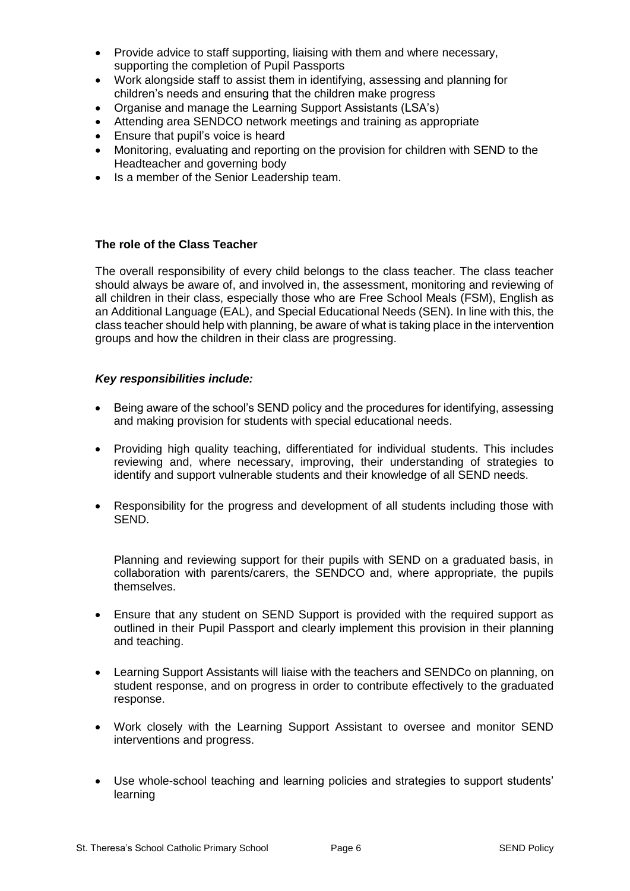- Provide advice to staff supporting, liaising with them and where necessary, supporting the completion of Pupil Passports
- Work alongside staff to assist them in identifying, assessing and planning for children's needs and ensuring that the children make progress
- Organise and manage the Learning Support Assistants (LSA's)
- Attending area SENDCO network meetings and training as appropriate
- Ensure that pupil's voice is heard
- Monitoring, evaluating and reporting on the provision for children with SEND to the Headteacher and governing body
- Is a member of the Senior Leadership team.

**The role of the Class Teacher**

The overall responsibility of every child belongs to the class teacher. The class teacher should always be aware of, and involved in, the assessment, monitoring and reviewing of all children in their class, especially those who are Free School Meals (FSM), English as an Additional Language (EAL), and Special Educational Needs (SEN). In line with this, the class teacher should help with planning, be aware of what is taking place in the intervention groups and how the children in their class are progressing.

***Key responsibilities include:***

- Being aware of the school's SEND policy and the procedures for identifying, assessing and making provision for students with special educational needs.
- Providing high quality teaching, differentiated for individual students. This includes reviewing and, where necessary, improving, their understanding of strategies to identify and support vulnerable students and their knowledge of all SEND needs.
- Responsibility for the progress and development of all students including those with SEND.

  Planning and reviewing support for their pupils with SEND on a graduated basis, in collaboration with parents/carers, the SENDCO and, where appropriate, the pupils themselves.

- Ensure that any student on SEND Support is provided with the required support as outlined in their Pupil Passport and clearly implement this provision in their planning and teaching.
- Learning Support Assistants will liaise with the teachers and SENDCo on planning, on student response, and on progress in order to contribute effectively to the graduated response.
- Work closely with the Learning Support Assistant to oversee and monitor SEND interventions and progress.
- Use whole-school teaching and learning policies and strategies to support students' learning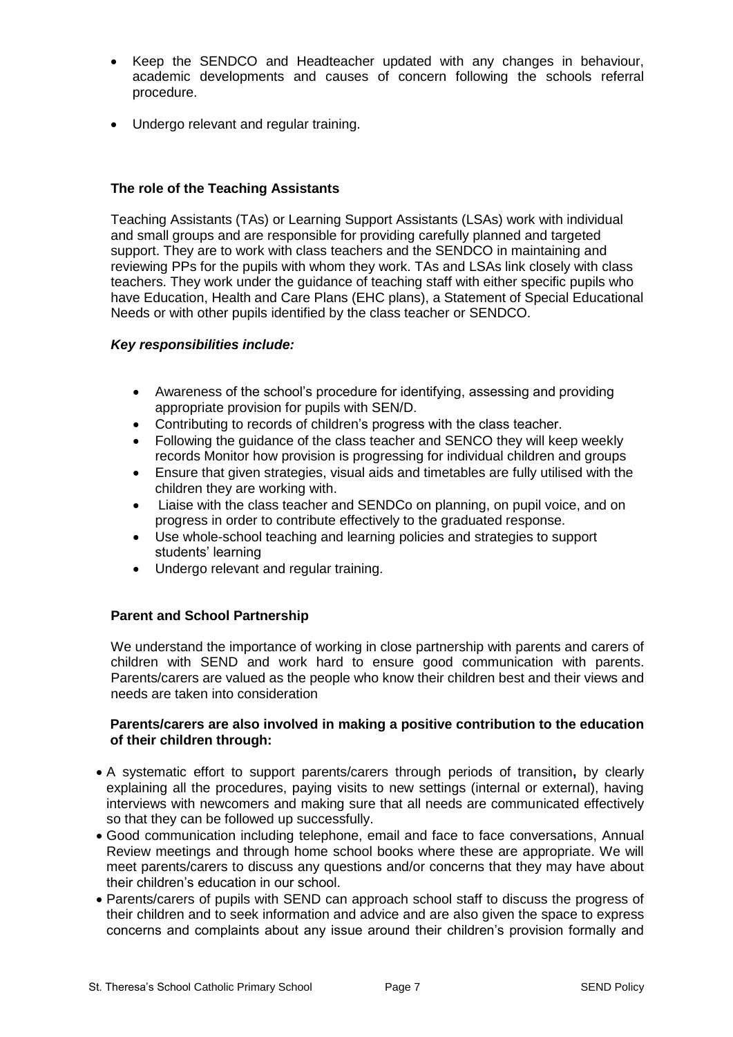- Keep the SENDCO and Headteacher updated with any changes in behaviour, academic developments and causes of concern following the schools referral procedure.
- Undergo relevant and regular training.

**The role of the Teaching Assistants**

Teaching Assistants (TAs) or Learning Support Assistants (LSAs) work with individual and small groups and are responsible for providing carefully planned and targeted support. They are to work with class teachers and the SENDCO in maintaining and reviewing PPs for the pupils with whom they work. TAs and LSAs link closely with class teachers. They work under the guidance of teaching staff with either specific pupils who have Education, Health and Care Plans (EHC plans), a Statement of Special Educational Needs or with other pupils identified by the class teacher or SENDCO.

***Key responsibilities include:***

- Awareness of the school's procedure for identifying, assessing and providing appropriate provision for pupils with SEN/D.
- Contributing to records of children's progress with the class teacher.
- Following the guidance of the class teacher and SENCO they will keep weekly records Monitor how provision is progressing for individual children and groups
- Ensure that given strategies, visual aids and timetables are fully utilised with the children they are working with.
- Liaise with the class teacher and SENDCo on planning, on pupil voice, and on progress in order to contribute effectively to the graduated response.
- Use whole-school teaching and learning policies and strategies to support students' learning
- Undergo relevant and regular training.

**Parent and School Partnership**

We understand the importance of working in close partnership with parents and carers of children with SEND and work hard to ensure good communication with parents. Parents/carers are valued as the people who know their children best and their views and needs are taken into consideration

**Parents/carers are also involved in making a positive contribution to the education of their children through:**

- A systematic effort to support parents/carers through periods of transition**,** by clearly explaining all the procedures, paying visits to new settings (internal or external), having interviews with newcomers and making sure that all needs are communicated effectively so that they can be followed up successfully.
- Good communication including telephone, email and face to face conversations, Annual Review meetings and through home school books where these are appropriate. We will meet parents/carers to discuss any questions and/or concerns that they may have about their children's education in our school.
- Parents/carers of pupils with SEND can approach school staff to discuss the progress of their children and to seek information and advice and are also given the space to express concerns and complaints about any issue around their children's provision formally and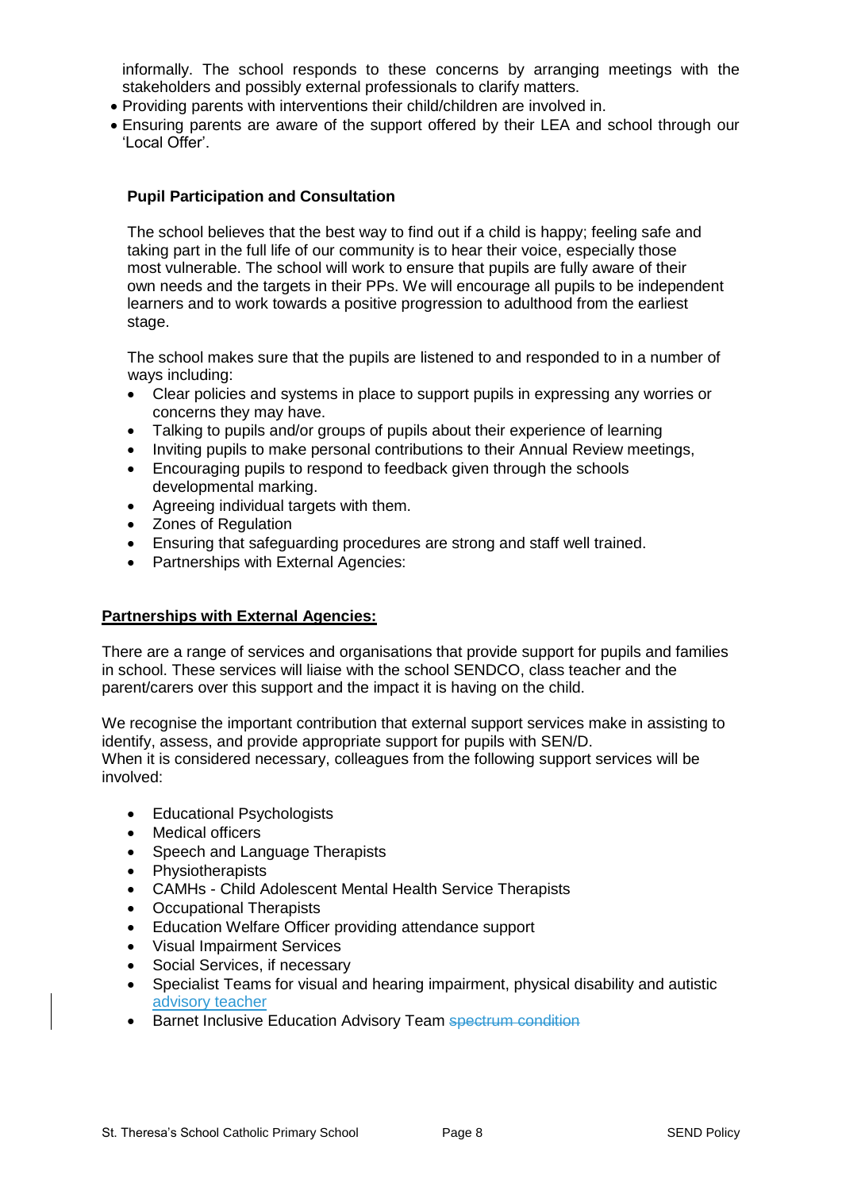informally. The school responds to these concerns by arranging meetings with the stakeholders and possibly external professionals to clarify matters.

- Providing parents with interventions their child/children are involved in.
- Ensuring parents are aware of the support offered by their LEA and school through our 'Local Offer'.

**Pupil Participation and Consultation**

The school believes that the best way to find out if a child is happy; feeling safe and taking part in the full life of our community is to hear their voice, especially those most vulnerable. The school will work to ensure that pupils are fully aware of their own needs and the targets in their PPs. We will encourage all pupils to be independent learners and to work towards a positive progression to adulthood from the earliest stage.

The school makes sure that the pupils are listened to and responded to in a number of ways including:

- Clear policies and systems in place to support pupils in expressing any worries or concerns they may have.
- Talking to pupils and/or groups of pupils about their experience of learning
- Inviting pupils to make personal contributions to their Annual Review meetings,
- Encouraging pupils to respond to feedback given through the schools developmental marking.
- Agreeing individual targets with them.
- Zones of Regulation
- Ensuring that safeguarding procedures are strong and staff well trained.
- Partnerships with External Agencies:

**Partnerships with External Agencies:**

There are a range of services and organisations that provide support for pupils and families in school. These services will liaise with the school SENDCO, class teacher and the parent/carers over this support and the impact it is having on the child.

We recognise the important contribution that external support services make in assisting to identify, assess, and provide appropriate support for pupils with SEN/D.
When it is considered necessary, colleagues from the following support services will be involved:

- Educational Psychologists
- Medical officers
- Speech and Language Therapists
- Physiotherapists
- CAMHs - Child Adolescent Mental Health Service Therapists
- Occupational Therapists
- Education Welfare Officer providing attendance support
- Visual Impairment Services
- Social Services, if necessary
- Specialist Teams for visual and hearing impairment, physical disability and autistic advisory teacher
- Barnet Inclusive Education Advisory Team ~~spectrum condition~~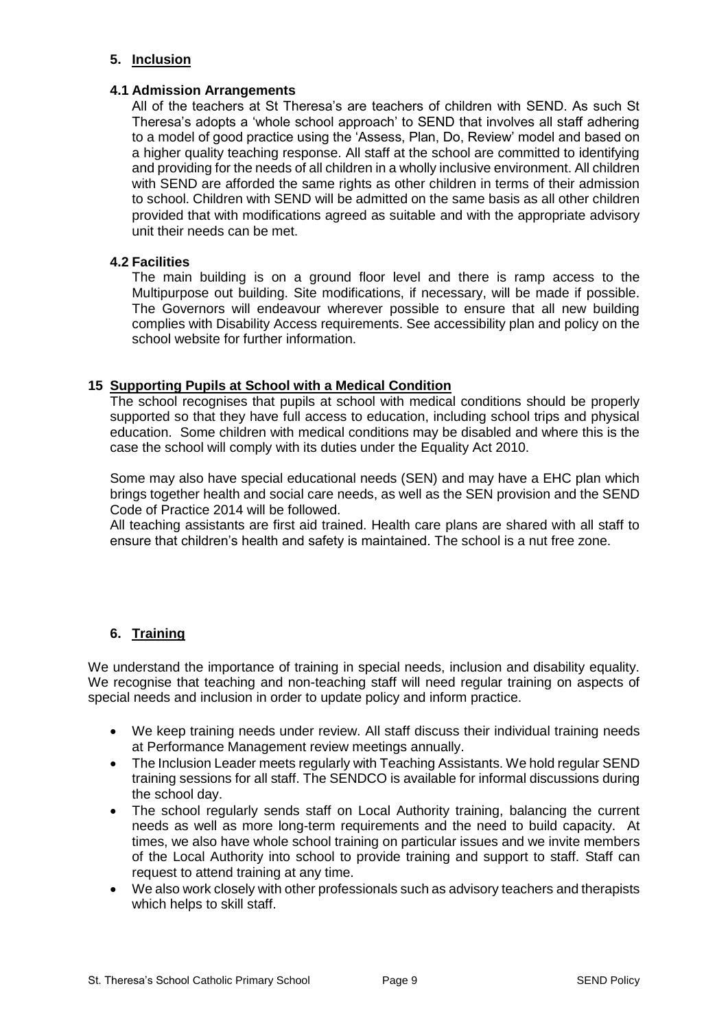## 5. Inclusion

### 4.1 Admission Arrangements

All of the teachers at St Theresa's are teachers of children with SEND. As such St Theresa's adopts a 'whole school approach' to SEND that involves all staff adhering to a model of good practice using the 'Assess, Plan, Do, Review' model and based on a higher quality teaching response. All staff at the school are committed to identifying and providing for the needs of all children in a wholly inclusive environment. All children with SEND are afforded the same rights as other children in terms of their admission to school. Children with SEND will be admitted on the same basis as all other children provided that with modifications agreed as suitable and with the appropriate advisory unit their needs can be met.

### 4.2 Facilities

The main building is on a ground floor level and there is ramp access to the Multipurpose out building. Site modifications, if necessary, will be made if possible. The Governors will endeavour wherever possible to ensure that all new building complies with Disability Access requirements. See accessibility plan and policy on the school website for further information.

## 15 Supporting Pupils at School with a Medical Condition

The school recognises that pupils at school with medical conditions should be properly supported so that they have full access to education, including school trips and physical education. Some children with medical conditions may be disabled and where this is the case the school will comply with its duties under the Equality Act 2010.

Some may also have special educational needs (SEN) and may have a EHC plan which brings together health and social care needs, as well as the SEN provision and the SEND Code of Practice 2014 will be followed.

All teaching assistants are first aid trained. Health care plans are shared with all staff to ensure that children's health and safety is maintained. The school is a nut free zone.

## 6. Training

We understand the importance of training in special needs, inclusion and disability equality. We recognise that teaching and non-teaching staff will need regular training on aspects of special needs and inclusion in order to update policy and inform practice.

- We keep training needs under review. All staff discuss their individual training needs at Performance Management review meetings annually.
- The Inclusion Leader meets regularly with Teaching Assistants. We hold regular SEND training sessions for all staff. The SENDCO is available for informal discussions during the school day.
- The school regularly sends staff on Local Authority training, balancing the current needs as well as more long-term requirements and the need to build capacity. At times, we also have whole school training on particular issues and we invite members of the Local Authority into school to provide training and support to staff. Staff can request to attend training at any time.
- We also work closely with other professionals such as advisory teachers and therapists which helps to skill staff.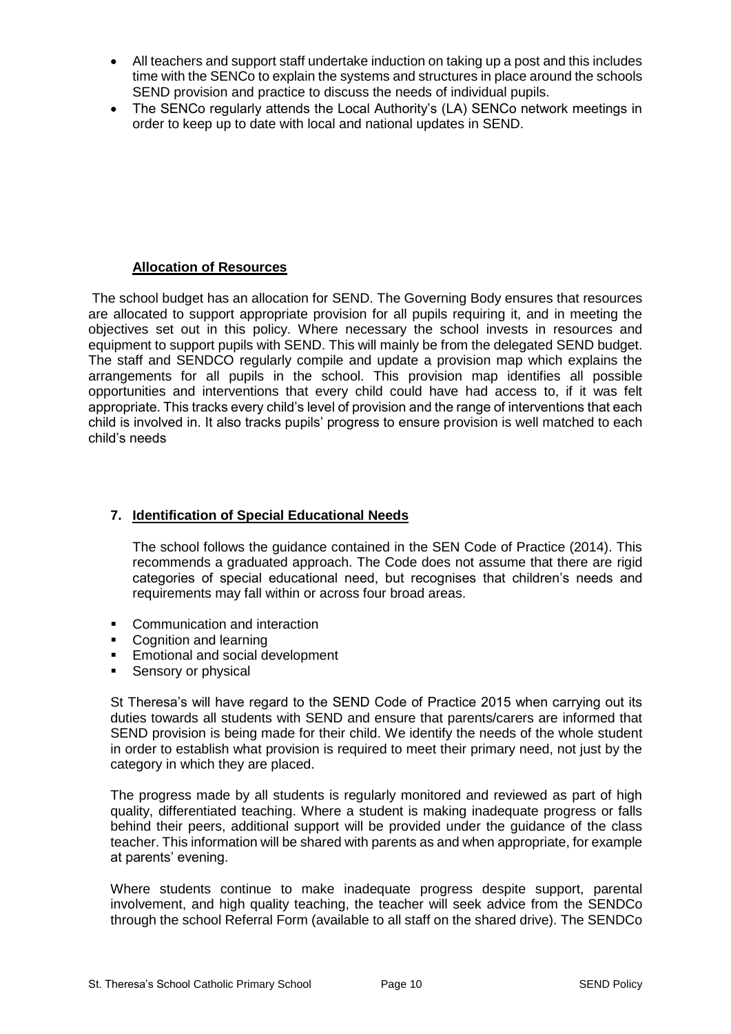- All teachers and support staff undertake induction on taking up a post and this includes time with the SENCo to explain the systems and structures in place around the schools SEND provision and practice to discuss the needs of individual pupils.
- The SENCo regularly attends the Local Authority's (LA) SENCo network meetings in order to keep up to date with local and national updates in SEND.

## Allocation of Resources

The school budget has an allocation for SEND. The Governing Body ensures that resources are allocated to support appropriate provision for all pupils requiring it, and in meeting the objectives set out in this policy. Where necessary the school invests in resources and equipment to support pupils with SEND. This will mainly be from the delegated SEND budget. The staff and SENDCO regularly compile and update a provision map which explains the arrangements for all pupils in the school. This provision map identifies all possible opportunities and interventions that every child could have had access to, if it was felt appropriate. This tracks every child's level of provision and the range of interventions that each child is involved in. It also tracks pupils' progress to ensure provision is well matched to each child's needs

## 7. Identification of Special Educational Needs

The school follows the guidance contained in the SEN Code of Practice (2014). This recommends a graduated approach. The Code does not assume that there are rigid categories of special educational need, but recognises that children's needs and requirements may fall within or across four broad areas.

- Communication and interaction
- Cognition and learning
- Emotional and social development
- Sensory or physical

St Theresa's will have regard to the SEND Code of Practice 2015 when carrying out its duties towards all students with SEND and ensure that parents/carers are informed that SEND provision is being made for their child. We identify the needs of the whole student in order to establish what provision is required to meet their primary need, not just by the category in which they are placed.

The progress made by all students is regularly monitored and reviewed as part of high quality, differentiated teaching. Where a student is making inadequate progress or falls behind their peers, additional support will be provided under the guidance of the class teacher. This information will be shared with parents as and when appropriate, for example at parents' evening.

Where students continue to make inadequate progress despite support, parental involvement, and high quality teaching, the teacher will seek advice from the SENDCo through the school Referral Form (available to all staff on the shared drive). The SENDCo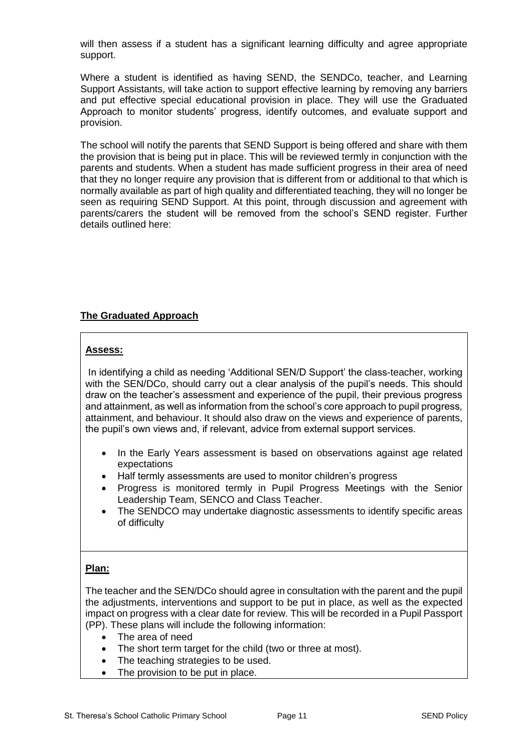will then assess if a student has a significant learning difficulty and agree appropriate support.

Where a student is identified as having SEND, the SENDCo, teacher, and Learning Support Assistants, will take action to support effective learning by removing any barriers and put effective special educational provision in place. They will use the Graduated Approach to monitor students' progress, identify outcomes, and evaluate support and provision.

The school will notify the parents that SEND Support is being offered and share with them the provision that is being put in place. This will be reviewed termly in conjunction with the parents and students. When a student has made sufficient progress in their area of need that they no longer require any provision that is different from or additional to that which is normally available as part of high quality and differentiated teaching, they will no longer be seen as requiring SEND Support. At this point, through discussion and agreement with parents/carers the student will be removed from the school's SEND register. Further details outlined here:

## The Graduated Approach

### Assess:

In identifying a child as needing 'Additional SEN/D Support' the class-teacher, working with the SEN/DCo, should carry out a clear analysis of the pupil's needs. This should draw on the teacher's assessment and experience of the pupil, their previous progress and attainment, as well as information from the school's core approach to pupil progress, attainment, and behaviour. It should also draw on the views and experience of parents, the pupil's own views and, if relevant, advice from external support services.

- In the Early Years assessment is based on observations against age related expectations
- Half termly assessments are used to monitor children's progress
- Progress is monitored termly in Pupil Progress Meetings with the Senior Leadership Team, SENCO and Class Teacher.
- The SENDCO may undertake diagnostic assessments to identify specific areas of difficulty

### Plan:

The teacher and the SEN/DCo should agree in consultation with the parent and the pupil the adjustments, interventions and support to be put in place, as well as the expected impact on progress with a clear date for review. This will be recorded in a Pupil Passport (PP). These plans will include the following information:

- The area of need
- The short term target for the child (two or three at most).
- The teaching strategies to be used.
- The provision to be put in place.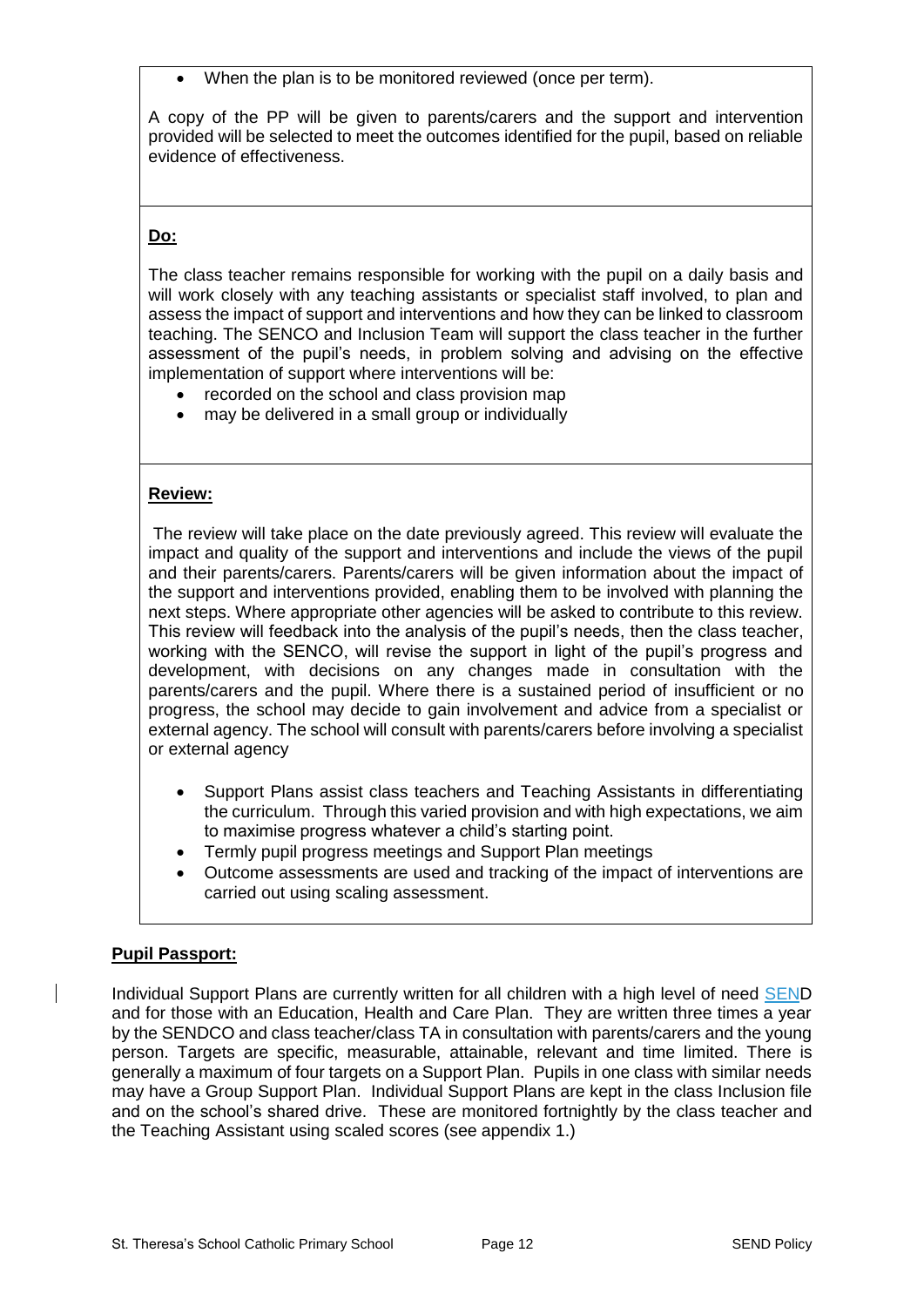- When the plan is to be monitored reviewed (once per term).

A copy of the PP will be given to parents/carers and the support and intervention provided will be selected to meet the outcomes identified for the pupil, based on reliable evidence of effectiveness.

**Do:**

The class teacher remains responsible for working with the pupil on a daily basis and will work closely with any teaching assistants or specialist staff involved, to plan and assess the impact of support and interventions and how they can be linked to classroom teaching. The SENCO and Inclusion Team will support the class teacher in the further assessment of the pupil's needs, in problem solving and advising on the effective implementation of support where interventions will be:

- recorded on the school and class provision map
- may be delivered in a small group or individually

**Review:**

The review will take place on the date previously agreed. This review will evaluate the impact and quality of the support and interventions and include the views of the pupil and their parents/carers. Parents/carers will be given information about the impact of the support and interventions provided, enabling them to be involved with planning the next steps. Where appropriate other agencies will be asked to contribute to this review. This review will feedback into the analysis of the pupil's needs, then the class teacher, working with the SENCO, will revise the support in light of the pupil's progress and development, with decisions on any changes made in consultation with the parents/carers and the pupil. Where there is a sustained period of insufficient or no progress, the school may decide to gain involvement and advice from a specialist or external agency. The school will consult with parents/carers before involving a specialist or external agency

- Support Plans assist class teachers and Teaching Assistants in differentiating the curriculum. Through this varied provision and with high expectations, we aim to maximise progress whatever a child's starting point.
- Termly pupil progress meetings and Support Plan meetings
- Outcome assessments are used and tracking of the impact of interventions are carried out using scaling assessment.

**Pupil Passport:**

Individual Support Plans are currently written for all children with a high level of need SEND and for those with an Education, Health and Care Plan. They are written three times a year by the SENDCO and class teacher/class TA in consultation with parents/carers and the young person. Targets are specific, measurable, attainable, relevant and time limited. There is generally a maximum of four targets on a Support Plan. Pupils in one class with similar needs may have a Group Support Plan. Individual Support Plans are kept in the class Inclusion file and on the school's shared drive. These are monitored fortnightly by the class teacher and the Teaching Assistant using scaled scores (see appendix 1.)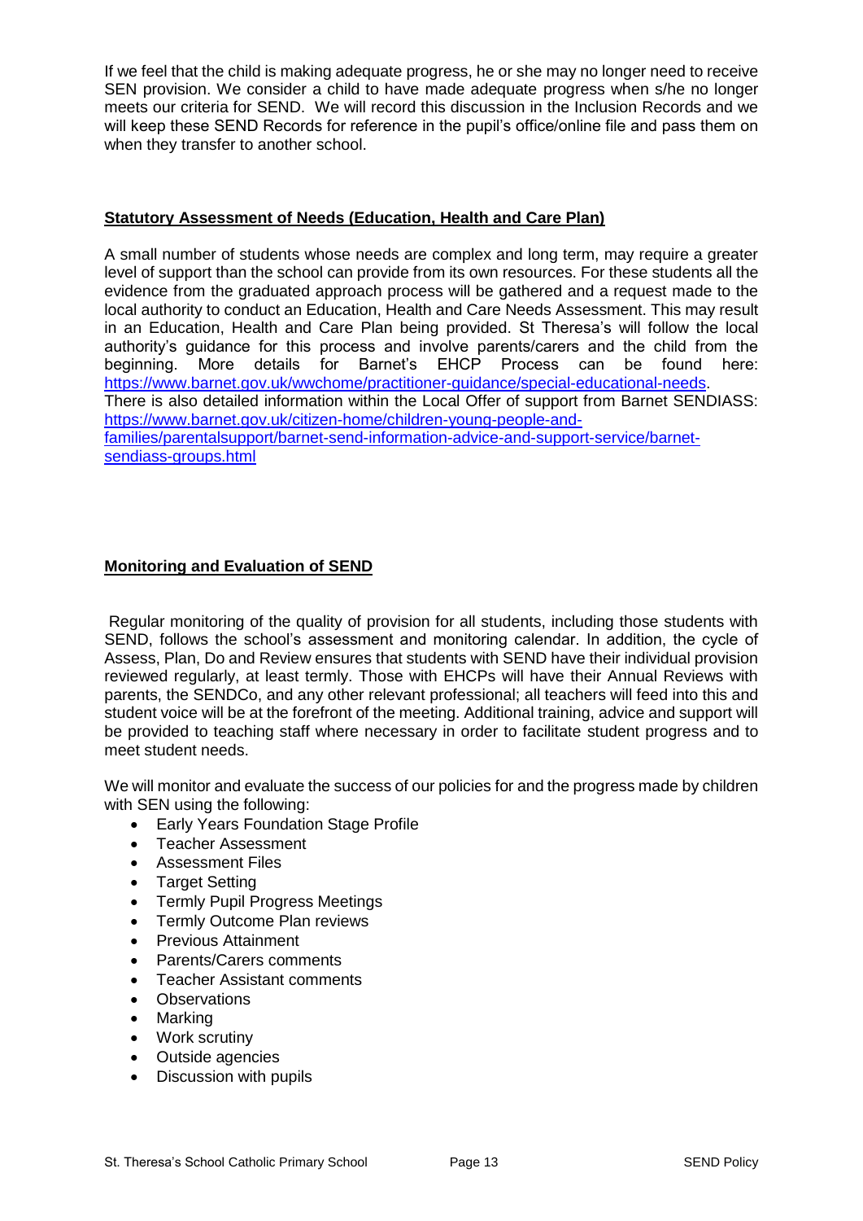If we feel that the child is making adequate progress, he or she may no longer need to receive SEN provision. We consider a child to have made adequate progress when s/he no longer meets our criteria for SEND. We will record this discussion in the Inclusion Records and we will keep these SEND Records for reference in the pupil's office/online file and pass them on when they transfer to another school.

## Statutory Assessment of Needs (Education, Health and Care Plan)

A small number of students whose needs are complex and long term, may require a greater level of support than the school can provide from its own resources. For these students all the evidence from the graduated approach process will be gathered and a request made to the local authority to conduct an Education, Health and Care Needs Assessment. This may result in an Education, Health and Care Plan being provided. St Theresa's will follow the local authority's guidance for this process and involve parents/carers and the child from the beginning. More details for Barnet's EHCP Process can be found here: [https://www.barnet.gov.uk/wwchome/practitioner-guidance/special-educational-needs](https://www.barnet.gov.uk/wwchome/practitioner-guidance/special-educational-needs).
There is also detailed information within the Local Offer of support from Barnet SENDIASS: [https://www.barnet.gov.uk/citizen-home/children-young-people-and-families/parentalsupport/barnet-send-information-advice-and-support-service/barnet-sendiass-groups.html](https://www.barnet.gov.uk/citizen-home/children-young-people-and-families/parentalsupport/barnet-send-information-advice-and-support-service/barnet-sendiass-groups.html)

## Monitoring and Evaluation of SEND

Regular monitoring of the quality of provision for all students, including those students with SEND, follows the school's assessment and monitoring calendar. In addition, the cycle of Assess, Plan, Do and Review ensures that students with SEND have their individual provision reviewed regularly, at least termly. Those with EHCPs will have their Annual Reviews with parents, the SENDCo, and any other relevant professional; all teachers will feed into this and student voice will be at the forefront of the meeting. Additional training, advice and support will be provided to teaching staff where necessary in order to facilitate student progress and to meet student needs.

We will monitor and evaluate the success of our policies for and the progress made by children with SEN using the following:

- Early Years Foundation Stage Profile
- Teacher Assessment
- Assessment Files
- Target Setting
- Termly Pupil Progress Meetings
- Termly Outcome Plan reviews
- Previous Attainment
- Parents/Carers comments
- Teacher Assistant comments
- Observations
- Marking
- Work scrutiny
- Outside agencies
- Discussion with pupils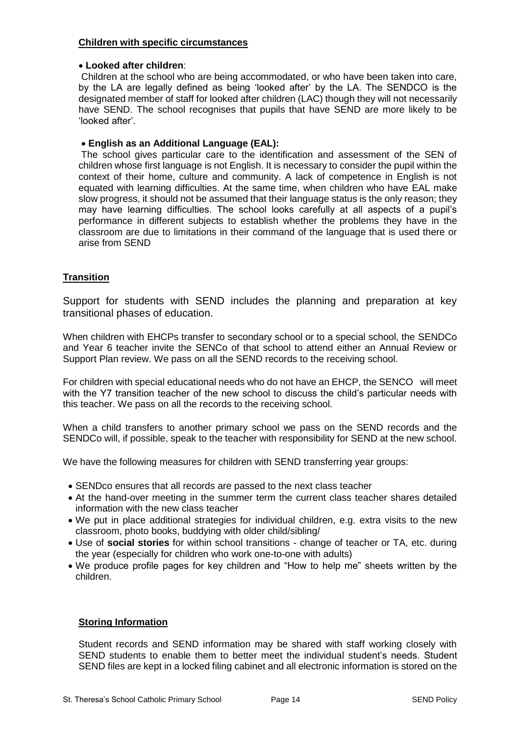### Children with specific circumstances

- **Looked after children**:

Children at the school who are being accommodated, or who have been taken into care, by the LA are legally defined as being 'looked after' by the LA. The SENDCO is the designated member of staff for looked after children (LAC) though they will not necessarily have SEND. The school recognises that pupils that have SEND are more likely to be 'looked after'.

- **English as an Additional Language (EAL):**

The school gives particular care to the identification and assessment of the SEN of children whose first language is not English. It is necessary to consider the pupil within the context of their home, culture and community. A lack of competence in English is not equated with learning difficulties. At the same time, when children who have EAL make slow progress, it should not be assumed that their language status is the only reason; they may have learning difficulties. The school looks carefully at all aspects of a pupil's performance in different subjects to establish whether the problems they have in the classroom are due to limitations in their command of the language that is used there or arise from SEND

### Transition

Support for students with SEND includes the planning and preparation at key transitional phases of education.

When children with EHCPs transfer to secondary school or to a special school, the SENDCo and Year 6 teacher invite the SENCo of that school to attend either an Annual Review or Support Plan review. We pass on all the SEND records to the receiving school.

For children with special educational needs who do not have an EHCP, the SENCO will meet with the Y7 transition teacher of the new school to discuss the child's particular needs with this teacher. We pass on all the records to the receiving school.

When a child transfers to another primary school we pass on the SEND records and the SENDCo will, if possible, speak to the teacher with responsibility for SEND at the new school.

We have the following measures for children with SEND transferring year groups:

- SENDco ensures that all records are passed to the next class teacher
- At the hand-over meeting in the summer term the current class teacher shares detailed information with the new class teacher
- We put in place additional strategies for individual children, e.g. extra visits to the new classroom, photo books, buddying with older child/sibling/
- Use of **social stories** for within school transitions - change of teacher or TA, etc. during the year (especially for children who work one-to-one with adults)
- We produce profile pages for key children and "How to help me" sheets written by the children.

### Storing Information

Student records and SEND information may be shared with staff working closely with SEND students to enable them to better meet the individual student's needs. Student SEND files are kept in a locked filing cabinet and all electronic information is stored on the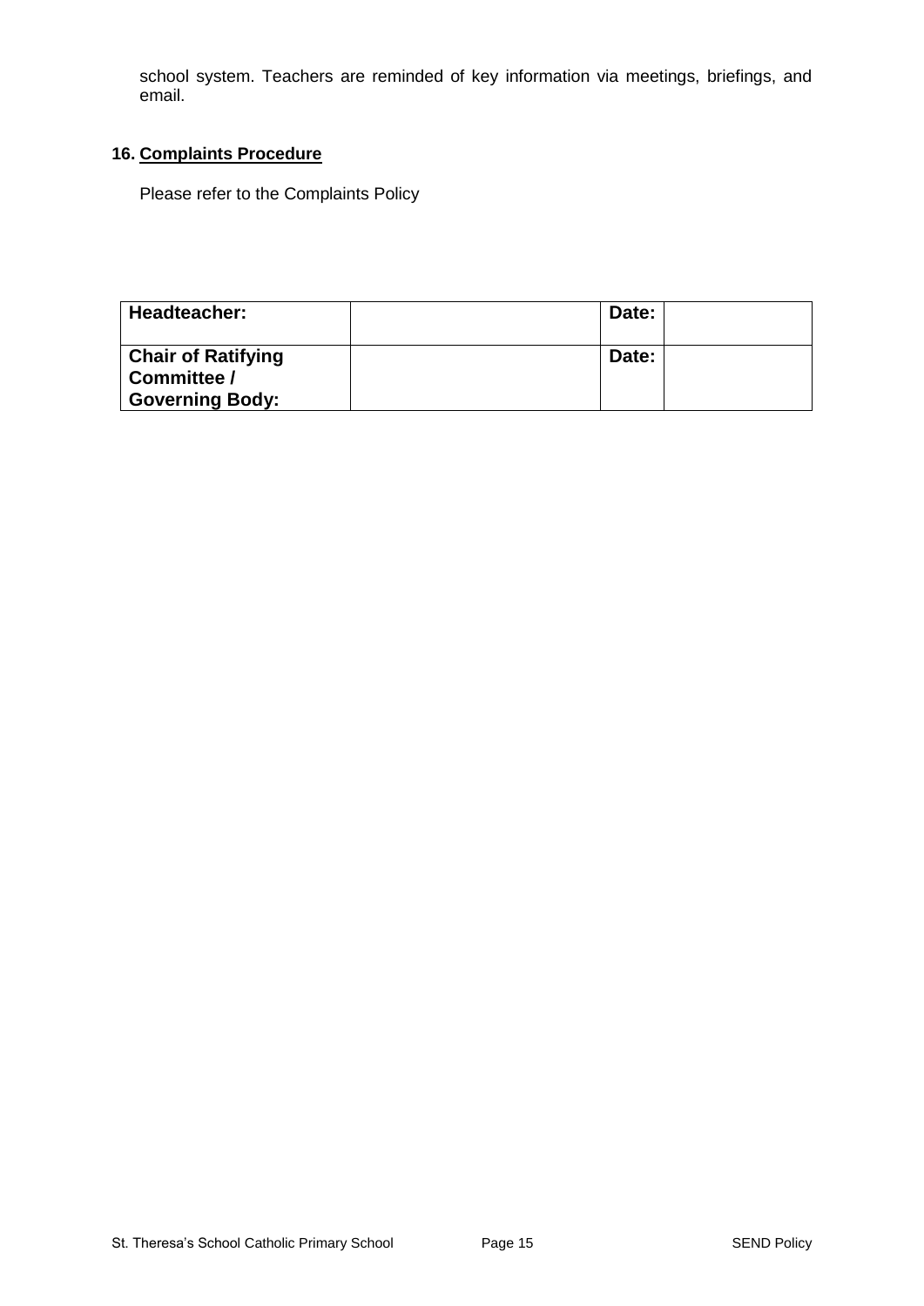school system. Teachers are reminded of key information via meetings, briefings, and email.

## 16. Complaints Procedure

Please refer to the Complaints Policy

| | | | |
|---|---|---|---|
| **Headteacher:** | | **Date:** | |
| **Chair of Ratifying Committee / Governing Body:** | | **Date:** | |